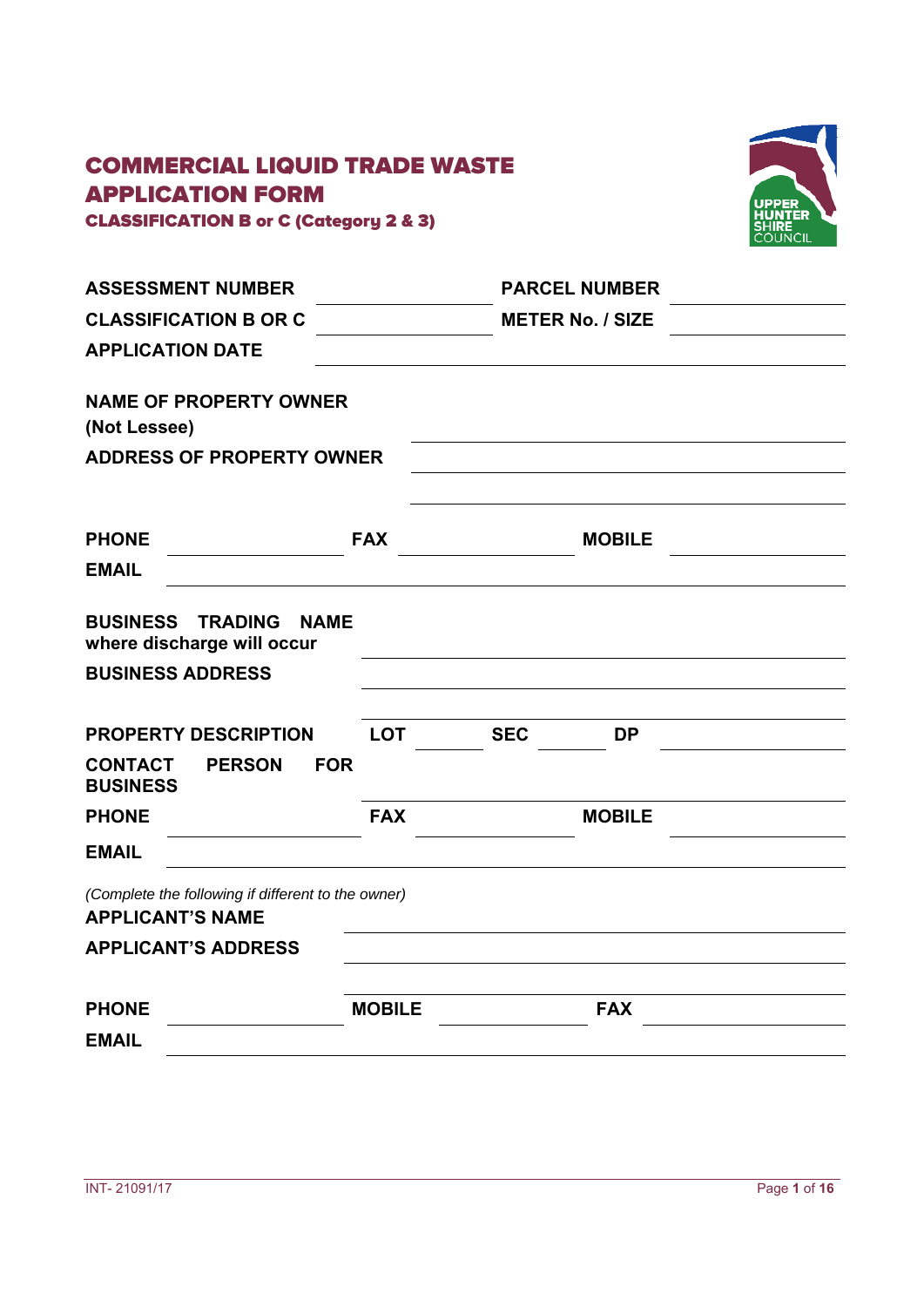# COMMERCIAL LIQUID TRADE WASTE APPLICATION FORM

### CLASSIFICATION B or C (Category 2 & 3)

UPPER HUNTER SHIRE COUNCIL

**ASSESSMENT NUMBER** \_\_\_\_\_\_\_\_\_\_\_\_\_\_ **PARCEL NUMBER** \_\_\_\_\_\_\_\_\_\_\_\_\_\_

**CLASSIFICATION B OR C** \_\_\_\_\_\_\_\_\_\_\_\_\_\_ **METER No. / SIZE** \_\_\_\_\_\_\_\_\_\_\_\_\_\_

**APPLICATION DATE** \_\_\_\_\_\_\_\_\_\_\_\_\_\_\_\_\_\_\_\_\_\_\_\_\_\_\_\_\_\_\_\_

**NAME OF PROPERTY OWNER (Not Lessee)** \_\_\_\_\_\_\_\_\_\_\_\_\_\_\_\_\_\_\_\_\_\_\_\_\_\_\_\_\_\_\_\_

**ADDRESS OF PROPERTY OWNER** \_\_\_\_\_\_\_\_\_\_\_\_\_\_\_\_\_\_\_\_\_\_\_\_\_\_\_\_\_\_\_\_

\_\_\_\_\_\_\_\_\_\_\_\_\_\_\_\_\_\_\_\_\_\_\_\_\_\_\_\_\_\_\_\_

**PHONE** \_\_\_\_\_\_\_\_\_\_\_\_\_\_ **FAX** \_\_\_\_\_\_\_\_\_\_\_\_\_\_ **MOBILE** \_\_\_\_\_\_\_\_\_\_\_\_\_\_

**EMAIL** \_\_\_\_\_\_\_\_\_\_\_\_\_\_\_\_\_\_\_\_\_\_\_\_\_\_\_\_\_\_\_\_

**BUSINESS TRADING NAME where discharge will occur** \_\_\_\_\_\_\_\_\_\_\_\_\_\_\_\_\_\_\_\_\_\_\_\_\_\_\_\_\_\_\_\_

**BUSINESS ADDRESS** \_\_\_\_\_\_\_\_\_\_\_\_\_\_\_\_\_\_\_\_\_\_\_\_\_\_\_\_\_\_\_\_

\_\_\_\_\_\_\_\_\_\_\_\_\_\_\_\_\_\_\_\_\_\_\_\_\_\_\_\_\_\_\_\_

**PROPERTY DESCRIPTION** **LOT** \_\_\_\_\_\_\_\_ **SEC** \_\_\_\_\_\_\_\_ **DP** \_\_\_\_\_\_\_\_\_\_\_\_\_\_

**CONTACT PERSON FOR BUSINESS** \_\_\_\_\_\_\_\_\_\_\_\_\_\_\_\_\_\_\_\_\_\_\_\_\_\_\_\_\_\_\_\_

**PHONE** \_\_\_\_\_\_\_\_\_\_\_\_\_\_ **FAX** \_\_\_\_\_\_\_\_\_\_\_\_\_\_ **MOBILE** \_\_\_\_\_\_\_\_\_\_\_\_\_\_

**EMAIL** \_\_\_\_\_\_\_\_\_\_\_\_\_\_\_\_\_\_\_\_\_\_\_\_\_\_\_\_\_\_\_\_

*(Complete the following if different to the owner)*

**APPLICANT'S NAME** \_\_\_\_\_\_\_\_\_\_\_\_\_\_\_\_\_\_\_\_\_\_\_\_\_\_\_\_\_\_\_\_

**APPLICANT'S ADDRESS** \_\_\_\_\_\_\_\_\_\_\_\_\_\_\_\_\_\_\_\_\_\_\_\_\_\_\_\_\_\_\_\_

\_\_\_\_\_\_\_\_\_\_\_\_\_\_\_\_\_\_\_\_\_\_\_\_\_\_\_\_\_\_\_\_

**PHONE** \_\_\_\_\_\_\_\_\_\_\_\_\_\_ **MOBILE** \_\_\_\_\_\_\_\_\_\_\_\_\_\_ **FAX** \_\_\_\_\_\_\_\_\_\_\_\_\_\_

**EMAIL** \_\_\_\_\_\_\_\_\_\_\_\_\_\_\_\_\_\_\_\_\_\_\_\_\_\_\_\_\_\_\_\_

INT- 21091/17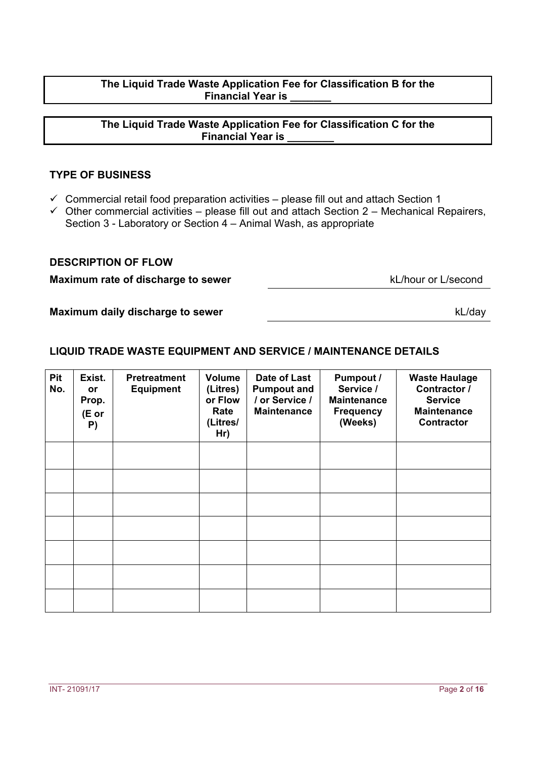**The Liquid Trade Waste Application Fee for Classification B for the Financial Year is _______**

**The Liquid Trade Waste Application Fee for Classification C for the Financial Year is ________**

## TYPE OF BUSINESS

- ✓ Commercial retail food preparation activities – please fill out and attach Section 1
- ✓ Other commercial activities – please fill out and attach Section 2 – Mechanical Repairers, Section 3 - Laboratory or Section 4 – Animal Wash, as appropriate

## DESCRIPTION OF FLOW

**Maximum rate of discharge to sewer** ____________________ kL/hour or L/second

**Maximum daily discharge to sewer** ____________________ kL/day

## LIQUID TRADE WASTE EQUIPMENT AND SERVICE / MAINTENANCE DETAILS

| Pit No. | Exist. or Prop. (E or P) | Pretreatment Equipment | Volume (Litres) or Flow Rate (Litres/ Hr) | Date of Last Pumpout and / or Service / Maintenance | Pumpout / Service / Maintenance Frequency (Weeks) | Waste Haulage Contractor / Service Maintenance Contractor |
|---|---|---|---|---|---|---|
| | | | | | | |
| | | | | | | |
| | | | | | | |
| | | | | | | |
| | | | | | | |
| | | | | | | |
| | | | | | | |

INT- 21091/17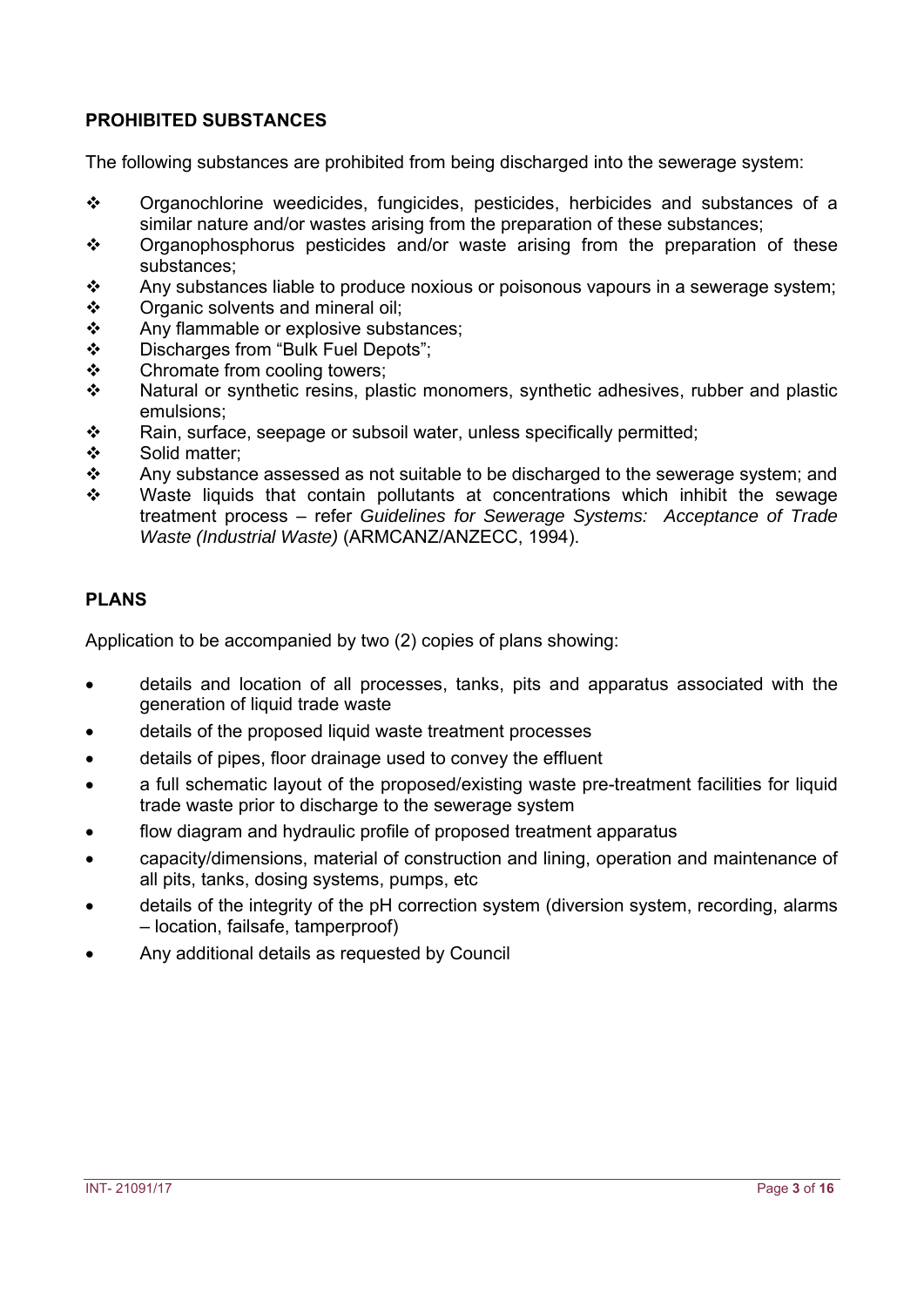## PROHIBITED SUBSTANCES

The following substances are prohibited from being discharged into the sewerage system:

- Organochlorine weedicides, fungicides, pesticides, herbicides and substances of a similar nature and/or wastes arising from the preparation of these substances;
- Organophosphorus pesticides and/or waste arising from the preparation of these substances;
- Any substances liable to produce noxious or poisonous vapours in a sewerage system;
- Organic solvents and mineral oil;
- Any flammable or explosive substances;
- Discharges from "Bulk Fuel Depots";
- Chromate from cooling towers;
- Natural or synthetic resins, plastic monomers, synthetic adhesives, rubber and plastic emulsions;
- Rain, surface, seepage or subsoil water, unless specifically permitted;
- Solid matter;
- Any substance assessed as not suitable to be discharged to the sewerage system; and
- Waste liquids that contain pollutants at concentrations which inhibit the sewage treatment process – refer *Guidelines for Sewerage Systems: Acceptance of Trade Waste (Industrial Waste)* (ARMCANZ/ANZECC, 1994).

## PLANS

Application to be accompanied by two (2) copies of plans showing:

- details and location of all processes, tanks, pits and apparatus associated with the generation of liquid trade waste
- details of the proposed liquid waste treatment processes
- details of pipes, floor drainage used to convey the effluent
- a full schematic layout of the proposed/existing waste pre-treatment facilities for liquid trade waste prior to discharge to the sewerage system
- flow diagram and hydraulic profile of proposed treatment apparatus
- capacity/dimensions, material of construction and lining, operation and maintenance of all pits, tanks, dosing systems, pumps, etc
- details of the integrity of the pH correction system (diversion system, recording, alarms – location, failsafe, tamperproof)
- Any additional details as requested by Council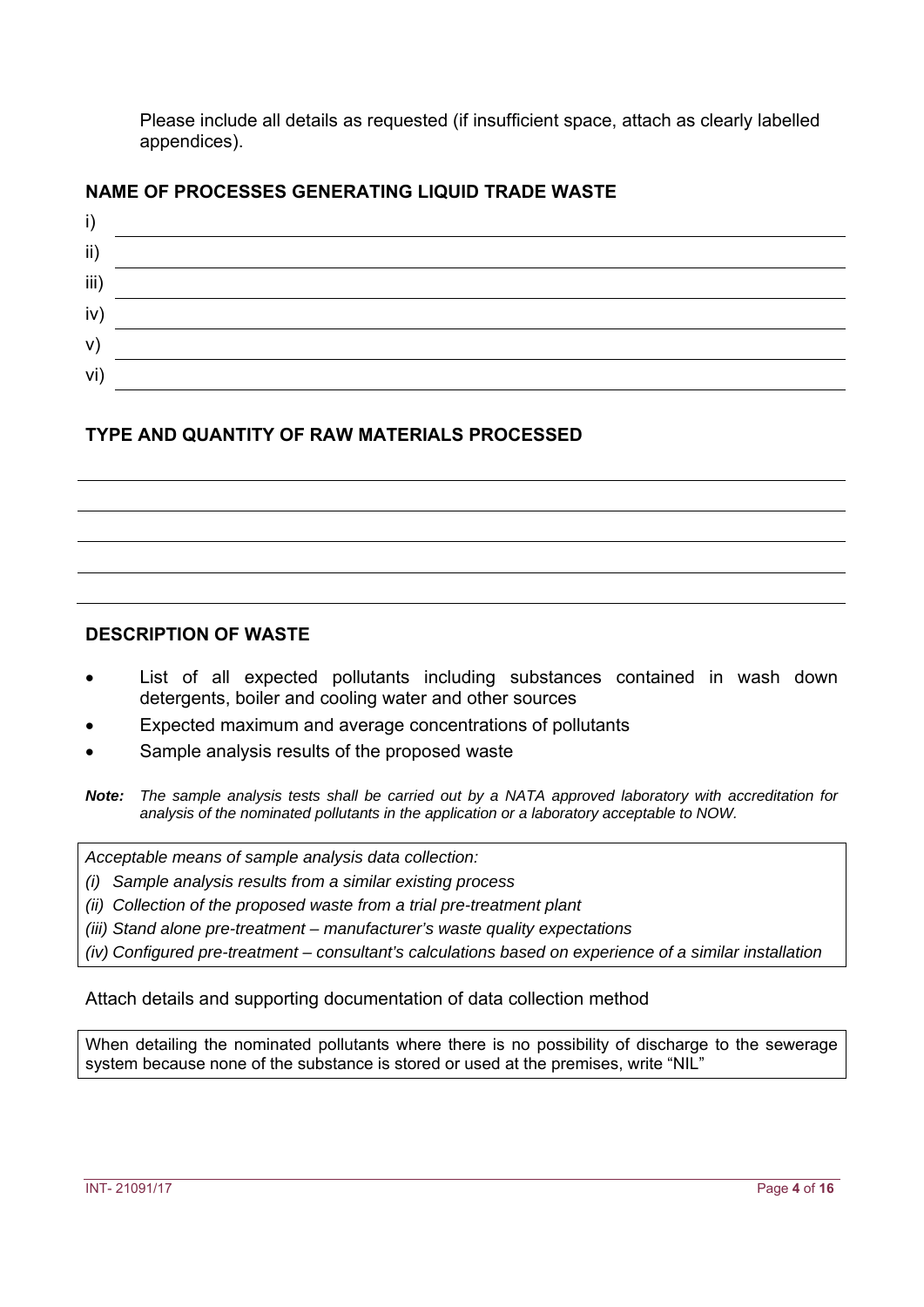Please include all details as requested (if insufficient space, attach as clearly labelled appendices).

## NAME OF PROCESSES GENERATING LIQUID TRADE WASTE

i) \_\_\_\_\_\_\_\_\_\_\_\_\_\_\_\_\_\_\_\_\_\_\_\_\_\_\_\_\_\_\_\_\_\_\_\_\_\_\_\_

ii) \_\_\_\_\_\_\_\_\_\_\_\_\_\_\_\_\_\_\_\_\_\_\_\_\_\_\_\_\_\_\_\_\_\_\_\_\_\_\_\_

iii) \_\_\_\_\_\_\_\_\_\_\_\_\_\_\_\_\_\_\_\_\_\_\_\_\_\_\_\_\_\_\_\_\_\_\_\_\_\_\_\_

iv) \_\_\_\_\_\_\_\_\_\_\_\_\_\_\_\_\_\_\_\_\_\_\_\_\_\_\_\_\_\_\_\_\_\_\_\_\_\_\_\_

v) \_\_\_\_\_\_\_\_\_\_\_\_\_\_\_\_\_\_\_\_\_\_\_\_\_\_\_\_\_\_\_\_\_\_\_\_\_\_\_\_

vi) \_\_\_\_\_\_\_\_\_\_\_\_\_\_\_\_\_\_\_\_\_\_\_\_\_\_\_\_\_\_\_\_\_\_\_\_\_\_\_\_

## TYPE AND QUANTITY OF RAW MATERIALS PROCESSED

\_\_\_\_\_\_\_\_\_\_\_\_\_\_\_\_\_\_\_\_\_\_\_\_\_\_\_\_\_\_\_\_\_\_\_\_\_\_\_\_\_\_\_\_

\_\_\_\_\_\_\_\_\_\_\_\_\_\_\_\_\_\_\_\_\_\_\_\_\_\_\_\_\_\_\_\_\_\_\_\_\_\_\_\_\_\_\_\_

\_\_\_\_\_\_\_\_\_\_\_\_\_\_\_\_\_\_\_\_\_\_\_\_\_\_\_\_\_\_\_\_\_\_\_\_\_\_\_\_\_\_\_\_

\_\_\_\_\_\_\_\_\_\_\_\_\_\_\_\_\_\_\_\_\_\_\_\_\_\_\_\_\_\_\_\_\_\_\_\_\_\_\_\_\_\_\_\_

\_\_\_\_\_\_\_\_\_\_\_\_\_\_\_\_\_\_\_\_\_\_\_\_\_\_\_\_\_\_\_\_\_\_\_\_\_\_\_\_\_\_\_\_

## DESCRIPTION OF WASTE

- List of all expected pollutants including substances contained in wash down detergents, boiler and cooling water and other sources
- Expected maximum and average concentrations of pollutants
- Sample analysis results of the proposed waste

***Note:*** *The sample analysis tests shall be carried out by a NATA approved laboratory with accreditation for analysis of the nominated pollutants in the application or a laboratory acceptable to NOW.*

*Acceptable means of sample analysis data collection:*

*(i) Sample analysis results from a similar existing process*

*(ii) Collection of the proposed waste from a trial pre-treatment plant*

*(iii) Stand alone pre-treatment – manufacturer's waste quality expectations*

*(iv) Configured pre-treatment – consultant's calculations based on experience of a similar installation*

Attach details and supporting documentation of data collection method

When detailing the nominated pollutants where there is no possibility of discharge to the sewerage system because none of the substance is stored or used at the premises, write "NIL"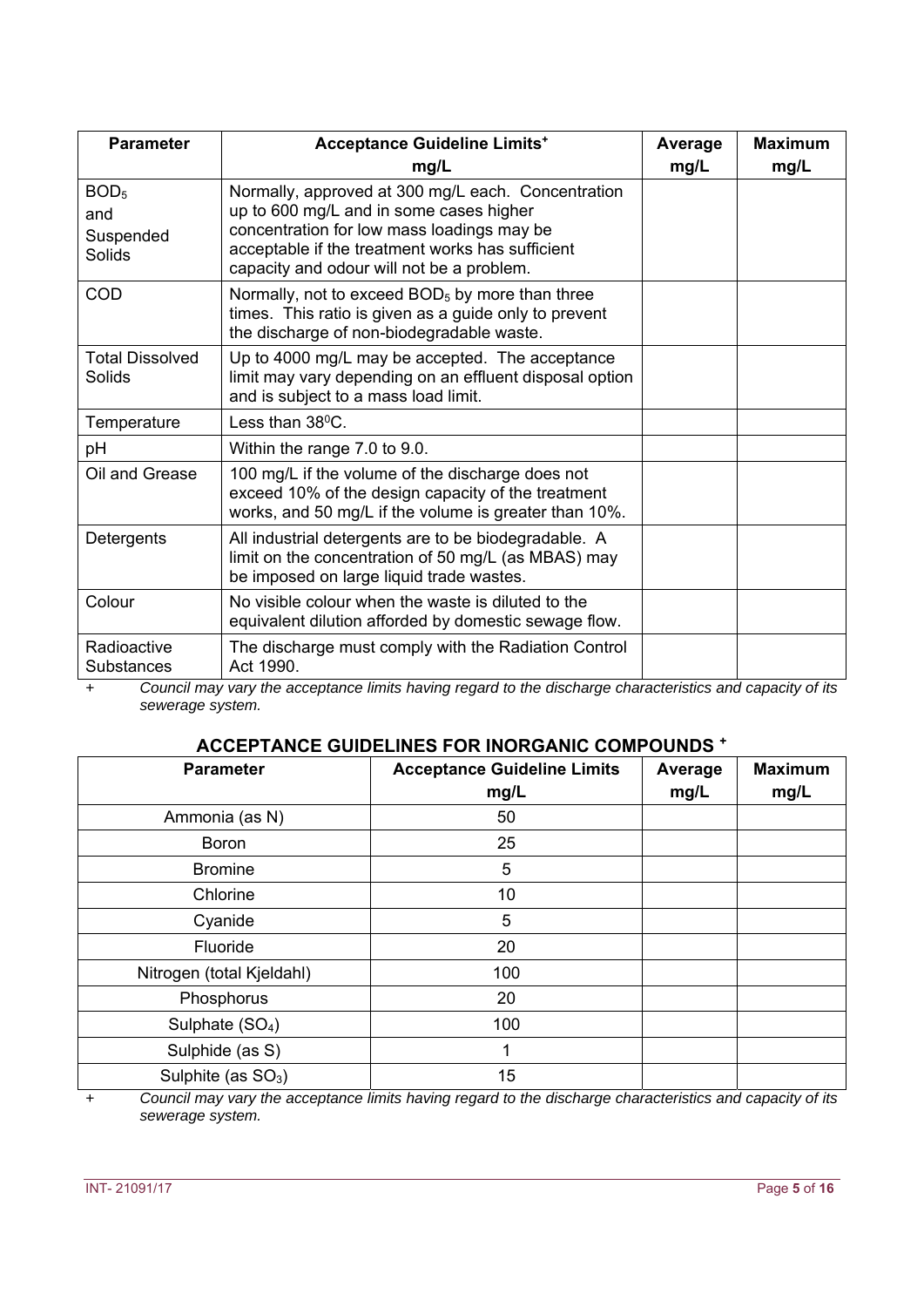| Parameter | Acceptance Guideline Limits+ mg/L | Average mg/L | Maximum mg/L |
|---|---|---|---|
| $BOD_5$ and Suspended Solids | Normally, approved at 300 mg/L each. Concentration up to 600 mg/L and in some cases higher concentration for low mass loadings may be acceptable if the treatment works has sufficient capacity and odour will not be a problem. | | |
| COD | Normally, not to exceed $BOD_5$ by more than three times. This ratio is given as a guide only to prevent the discharge of non-biodegradable waste. | | |
| Total Dissolved Solids | Up to 4000 mg/L may be accepted. The acceptance limit may vary depending on an effluent disposal option and is subject to a mass load limit. | | |
| Temperature | Less than $38^0$C. | | |
| pH | Within the range 7.0 to 9.0. | | |
| Oil and Grease | 100 mg/L if the volume of the discharge does not exceed 10% of the design capacity of the treatment works, and 50 mg/L if the volume is greater than 10%. | | |
| Detergents | All industrial detergents are to be biodegradable. A limit on the concentration of 50 mg/L (as MBAS) may be imposed on large liquid trade wastes. | | |
| Colour | No visible colour when the waste is diluted to the equivalent dilution afforded by domestic sewage flow. | | |
| Radioactive Substances | The discharge must comply with the Radiation Control Act 1990. | | |

\+ *Council may vary the acceptance limits having regard to the discharge characteristics and capacity of its sewerage system.*

## ACCEPTANCE GUIDELINES FOR INORGANIC COMPOUNDS +

| Parameter | Acceptance Guideline Limits mg/L | Average mg/L | Maximum mg/L |
|---|---|---|---|
| Ammonia (as N) | 50 | | |
| Boron | 25 | | |
| Bromine | 5 | | |
| Chlorine | 10 | | |
| Cyanide | 5 | | |
| Fluoride | 20 | | |
| Nitrogen (total Kjeldahl) | 100 | | |
| Phosphorus | 20 | | |
| Sulphate ($SO_4$) | 100 | | |
| Sulphide (as S) | 1 | | |
| Sulphite (as $SO_3$) | 15 | | |

\+ *Council may vary the acceptance limits having regard to the discharge characteristics and capacity of its sewerage system.*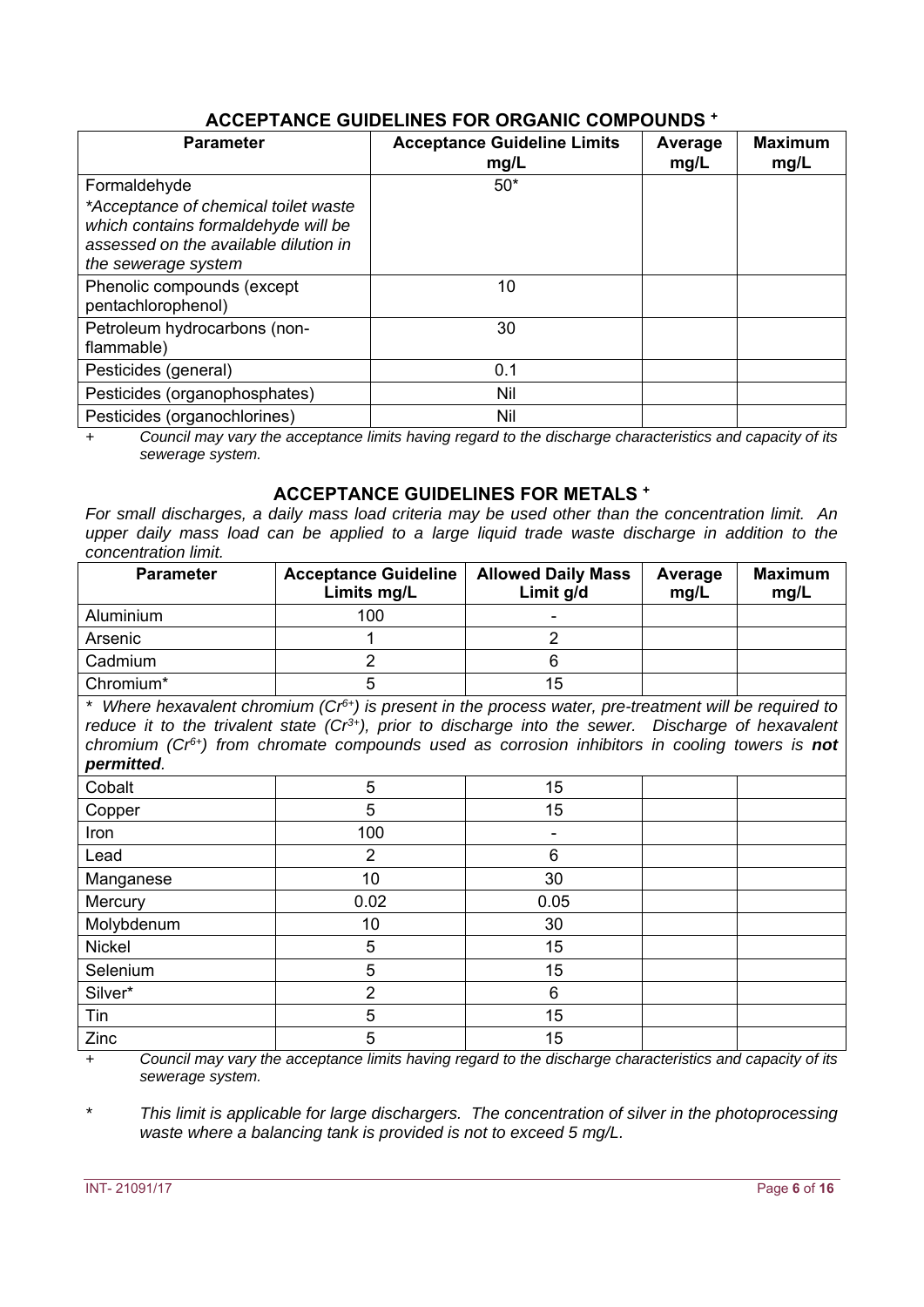## ACCEPTANCE GUIDELINES FOR ORGANIC COMPOUNDS $^{+}$

| Parameter | Acceptance Guideline Limits mg/L | Average mg/L | Maximum mg/L |
|---|---|---|---|
| Formaldehyde<br>*\*Acceptance of chemical toilet waste which contains formaldehyde will be assessed on the available dilution in the sewerage system* | 50* | | |
| Phenolic compounds (except pentachlorophenol) | 10 | | |
| Petroleum hydrocarbons (non-flammable) | 30 | | |
| Pesticides (general) | 0.1 | | |
| Pesticides (organophosphates) | Nil | | |
| Pesticides (organochlorines) | Nil | | |

\+ *Council may vary the acceptance limits having regard to the discharge characteristics and capacity of its sewerage system.*

## ACCEPTANCE GUIDELINES FOR METALS $^{+}$

*For small discharges, a daily mass load criteria may be used other than the concentration limit. An upper daily mass load can be applied to a large liquid trade waste discharge in addition to the concentration limit.*

| Parameter | Acceptance Guideline Limits mg/L | Allowed Daily Mass Limit g/d | Average mg/L | Maximum mg/L |
|---|---|---|---|---|
| Aluminium | 100 | - | | |
| Arsenic | 1 | 2 | | |
| Cadmium | 2 | 6 | | |
| Chromium* | 5 | 15 | | |
| *\* Where hexavalent chromium ($Cr^{6+}$) is present in the process water, pre-treatment will be required to reduce it to the trivalent state ($Cr^{3+}$), prior to discharge into the sewer. Discharge of hexavalent chromium ($Cr^{6+}$) from chromate compounds used as corrosion inhibitors in cooling towers is **not** permitted.* | | | | |
| Cobalt | 5 | 15 | | |
| Copper | 5 | 15 | | |
| Iron | 100 | - | | |
| Lead | 2 | 6 | | |
| Manganese | 10 | 30 | | |
| Mercury | 0.02 | 0.05 | | |
| Molybdenum | 10 | 30 | | |
| Nickel | 5 | 15 | | |
| Selenium | 5 | 15 | | |
| Silver* | 2 | 6 | | |
| Tin | 5 | 15 | | |
| Zinc | 5 | 15 | | |

\+ *Council may vary the acceptance limits having regard to the discharge characteristics and capacity of its sewerage system.*

\* *This limit is applicable for large dischargers. The concentration of silver in the photoprocessing waste where a balancing tank is provided is not to exceed 5 mg/L.*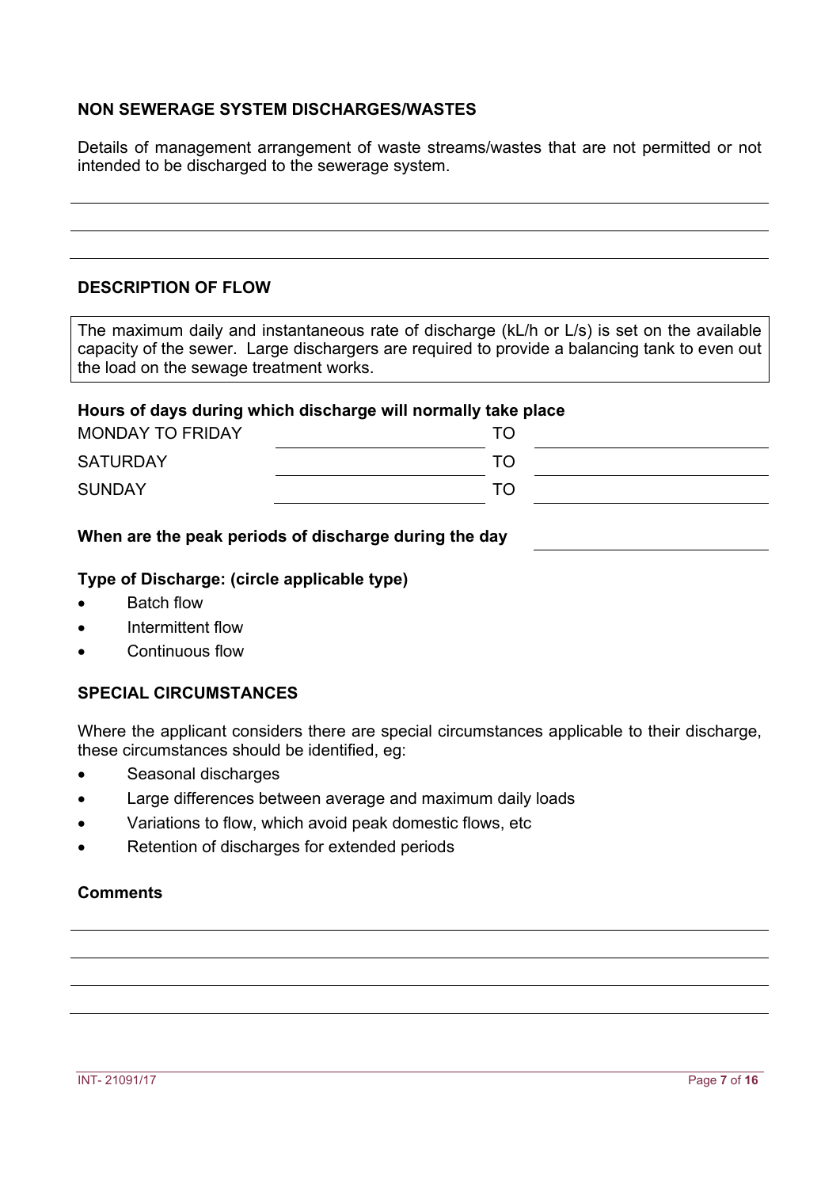## NON SEWERAGE SYSTEM DISCHARGES/WASTES

Details of management arrangement of waste streams/wastes that are not permitted or not intended to be discharged to the sewerage system.

______________________________________________________________________

______________________________________________________________________

______________________________________________________________________

## DESCRIPTION OF FLOW

> The maximum daily and instantaneous rate of discharge (kL/h or L/s) is set on the available capacity of the sewer. Large dischargers are required to provide a balancing tank to even out the load on the sewage treatment works.

**Hours of days during which discharge will normally take place**

| | | | |
|---|---|---|---|
| MONDAY TO FRIDAY | ____________ | TO | ____________ |
| SATURDAY | ____________ | TO | ____________ |
| SUNDAY | ____________ | TO | ____________ |

**When are the peak periods of discharge during the day** ____________

**Type of Discharge: (circle applicable type)**

- Batch flow
- Intermittent flow
- Continuous flow

## SPECIAL CIRCUMSTANCES

Where the applicant considers there are special circumstances applicable to their discharge, these circumstances should be identified, eg:

- Seasonal discharges
- Large differences between average and maximum daily loads
- Variations to flow, which avoid peak domestic flows, etc
- Retention of discharges for extended periods

**Comments**

______________________________________________________________________

______________________________________________________________________

______________________________________________________________________

______________________________________________________________________

INT- 21091/17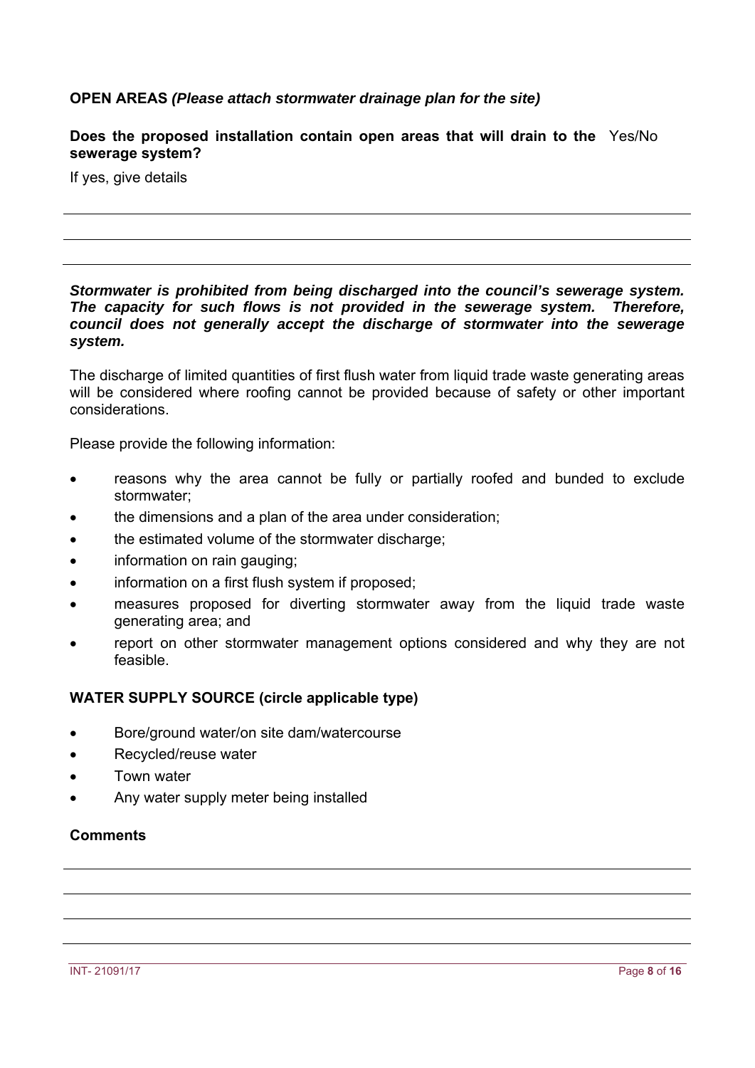**OPEN AREAS *(Please attach stormwater drainage plan for the site)***

**Does the proposed installation contain open areas that will drain to the sewerage system?** Yes/No

If yes, give details

---

---

---

***Stormwater is prohibited from being discharged into the council's sewerage system. The capacity for such flows is not provided in the sewerage system. Therefore, council does not generally accept the discharge of stormwater into the sewerage system.***

The discharge of limited quantities of first flush water from liquid trade waste generating areas will be considered where roofing cannot be provided because of safety or other important considerations.

Please provide the following information:

- reasons why the area cannot be fully or partially roofed and bunded to exclude stormwater;
- the dimensions and a plan of the area under consideration;
- the estimated volume of the stormwater discharge;
- information on rain gauging;
- information on a first flush system if proposed;
- measures proposed for diverting stormwater away from the liquid trade waste generating area; and
- report on other stormwater management options considered and why they are not feasible.

**WATER SUPPLY SOURCE (circle applicable type)**

- Bore/ground water/on site dam/watercourse
- Recycled/reuse water
- Town water
- Any water supply meter being installed

**Comments**

---

---

---

---

INT- 21091/17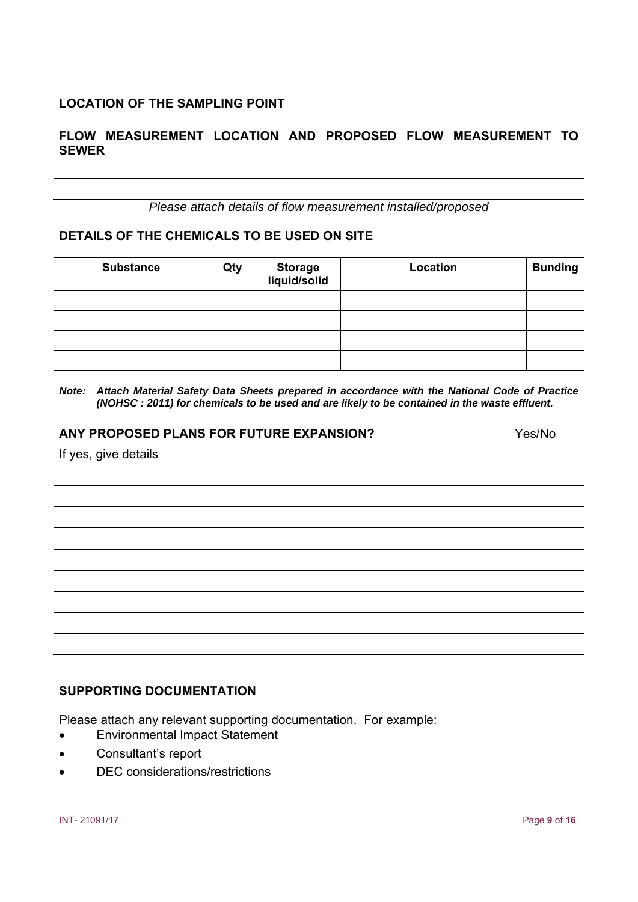**LOCATION OF THE SAMPLING POINT** ______________________________

**FLOW MEASUREMENT LOCATION AND PROPOSED FLOW MEASUREMENT TO SEWER**

______________________________________________________________________

______________________________________________________________________

*Please attach details of flow measurement installed/proposed*

**DETAILS OF THE CHEMICALS TO BE USED ON SITE**

| Substance | Qty | Storage liquid/solid | Location | Bunding |
|---|---|---|---|---|
| | | | | |
| | | | | |
| | | | | |
| | | | | |

***Note: Attach Material Safety Data Sheets prepared in accordance with the National Code of Practice (NOHSC : 2011) for chemicals to be used and are likely to be contained in the waste effluent.***

**ANY PROPOSED PLANS FOR FUTURE EXPANSION?** Yes/No

If yes, give details

______________________________________________________________________

______________________________________________________________________

______________________________________________________________________

______________________________________________________________________

______________________________________________________________________

______________________________________________________________________

______________________________________________________________________

______________________________________________________________________

**SUPPORTING DOCUMENTATION**

Please attach any relevant supporting documentation. For example:

- Environmental Impact Statement
- Consultant's report
- DEC considerations/restrictions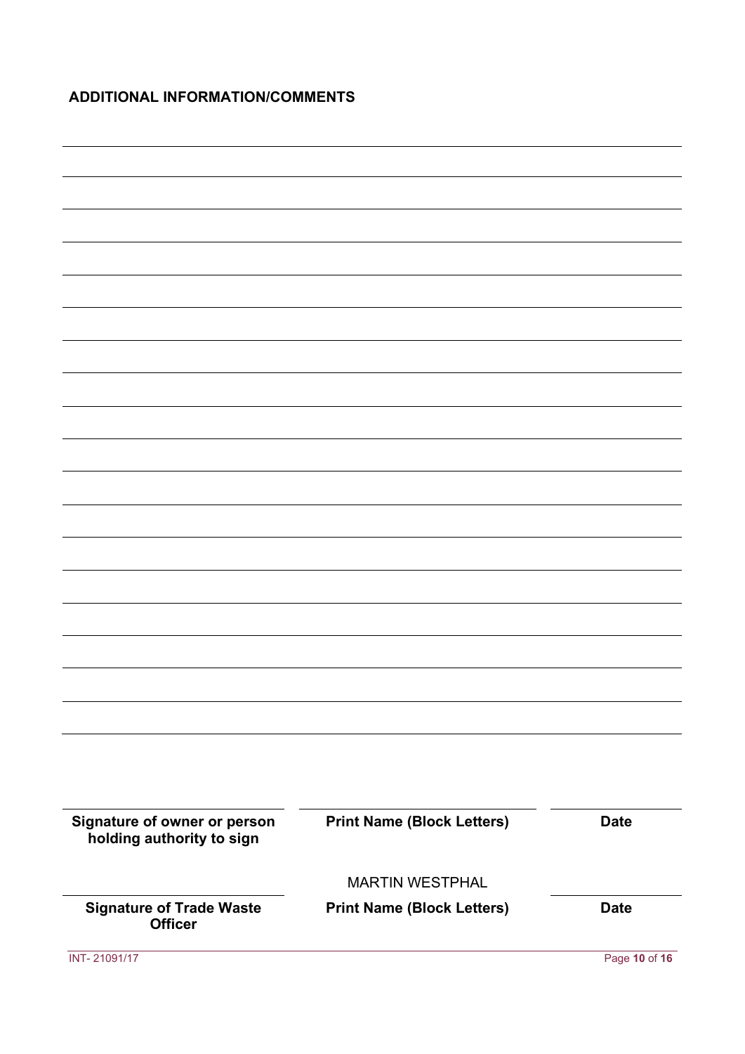**ADDITIONAL INFORMATION/COMMENTS**

| Signature of owner or person holding authority to sign | Print Name (Block Letters) | Date |
|---|---|---|
| | MARTIN WESTPHAL | |
| **Signature of Trade Waste Officer** | **Print Name (Block Letters)** | **Date** |

INT- 21091/17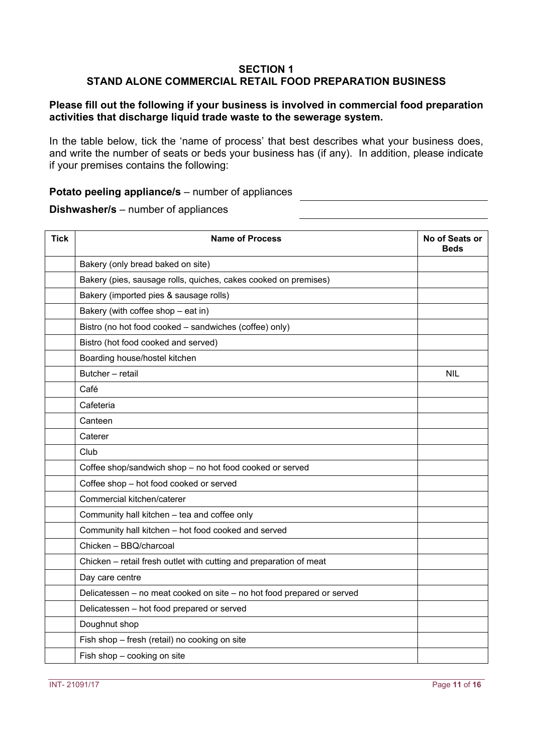## SECTION 1
## STAND ALONE COMMERCIAL RETAIL FOOD PREPARATION BUSINESS

**Please fill out the following if your business is involved in commercial food preparation activities that discharge liquid trade waste to the sewerage system.**

In the table below, tick the 'name of process' that best describes what your business does, and write the number of seats or beds your business has (if any). In addition, please indicate if your premises contains the following:

**Potato peeling appliance/s** – number of appliances ______________________

**Dishwasher/s** – number of appliances ______________________

| Tick | Name of Process | No of Seats or Beds |
|---|---|---|
| | Bakery (only bread baked on site) | |
| | Bakery (pies, sausage rolls, quiches, cakes cooked on premises) | |
| | Bakery (imported pies & sausage rolls) | |
| | Bakery (with coffee shop – eat in) | |
| | Bistro (no hot food cooked – sandwiches (coffee) only) | |
| | Bistro (hot food cooked and served) | |
| | Boarding house/hostel kitchen | |
| | Butcher – retail | NIL |
| | Café | |
| | Cafeteria | |
| | Canteen | |
| | Caterer | |
| | Club | |
| | Coffee shop/sandwich shop – no hot food cooked or served | |
| | Coffee shop – hot food cooked or served | |
| | Commercial kitchen/caterer | |
| | Community hall kitchen – tea and coffee only | |
| | Community hall kitchen – hot food cooked and served | |
| | Chicken – BBQ/charcoal | |
| | Chicken – retail fresh outlet with cutting and preparation of meat | |
| | Day care centre | |
| | Delicatessen – no meat cooked on site – no hot food prepared or served | |
| | Delicatessen – hot food prepared or served | |
| | Doughnut shop | |
| | Fish shop – fresh (retail) no cooking on site | |
| | Fish shop – cooking on site | |

INT- 21091/17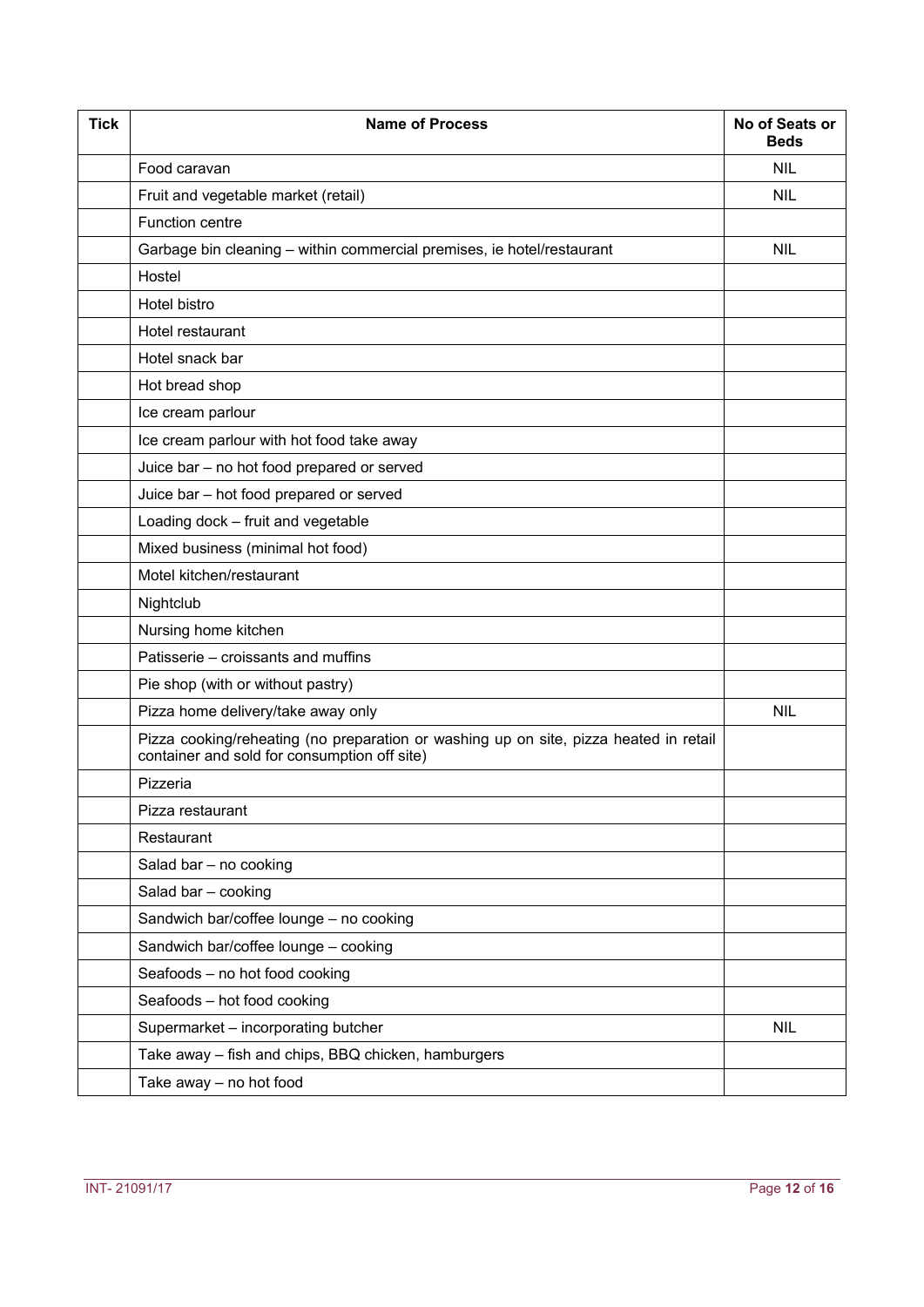| Tick | Name of Process | No of Seats or Beds |
|---|---|---|
| | Food caravan | NIL |
| | Fruit and vegetable market (retail) | NIL |
| | Function centre | |
| | Garbage bin cleaning – within commercial premises, ie hotel/restaurant | NIL |
| | Hostel | |
| | Hotel bistro | |
| | Hotel restaurant | |
| | Hotel snack bar | |
| | Hot bread shop | |
| | Ice cream parlour | |
| | Ice cream parlour with hot food take away | |
| | Juice bar – no hot food prepared or served | |
| | Juice bar – hot food prepared or served | |
| | Loading dock – fruit and vegetable | |
| | Mixed business (minimal hot food) | |
| | Motel kitchen/restaurant | |
| | Nightclub | |
| | Nursing home kitchen | |
| | Patisserie – croissants and muffins | |
| | Pie shop (with or without pastry) | |
| | Pizza home delivery/take away only | NIL |
| | Pizza cooking/reheating (no preparation or washing up on site, pizza heated in retail container and sold for consumption off site) | |
| | Pizzeria | |
| | Pizza restaurant | |
| | Restaurant | |
| | Salad bar – no cooking | |
| | Salad bar – cooking | |
| | Sandwich bar/coffee lounge – no cooking | |
| | Sandwich bar/coffee lounge – cooking | |
| | Seafoods – no hot food cooking | |
| | Seafoods – hot food cooking | |
| | Supermarket – incorporating butcher | NIL |
| | Take away – fish and chips, BBQ chicken, hamburgers | |
| | Take away – no hot food | |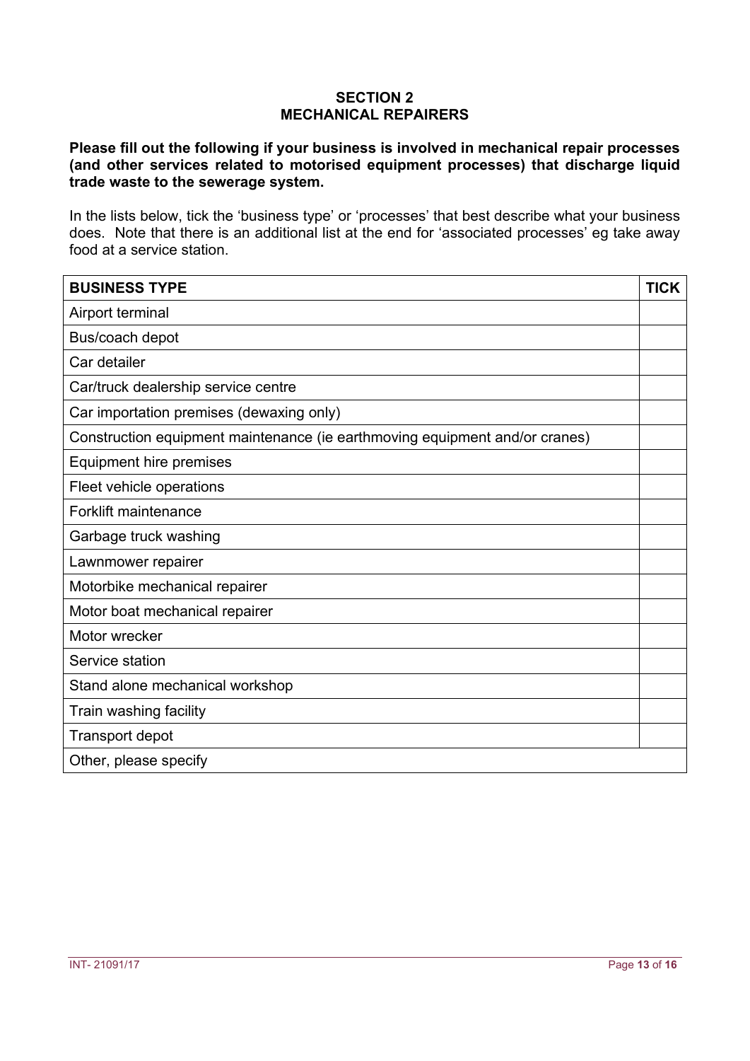## SECTION 2
## MECHANICAL REPAIRERS

**Please fill out the following if your business is involved in mechanical repair processes (and other services related to motorised equipment processes) that discharge liquid trade waste to the sewerage system.**

In the lists below, tick the 'business type' or 'processes' that best describe what your business does. Note that there is an additional list at the end for 'associated processes' eg take away food at a service station.

| BUSINESS TYPE | TICK |
|---|---|
| Airport terminal | |
| Bus/coach depot | |
| Car detailer | |
| Car/truck dealership service centre | |
| Car importation premises (dewaxing only) | |
| Construction equipment maintenance (ie earthmoving equipment and/or cranes) | |
| Equipment hire premises | |
| Fleet vehicle operations | |
| Forklift maintenance | |
| Garbage truck washing | |
| Lawnmower repairer | |
| Motorbike mechanical repairer | |
| Motor boat mechanical repairer | |
| Motor wrecker | |
| Service station | |
| Stand alone mechanical workshop | |
| Train washing facility | |
| Transport depot | |
| Other, please specify | |

INT- 21091/17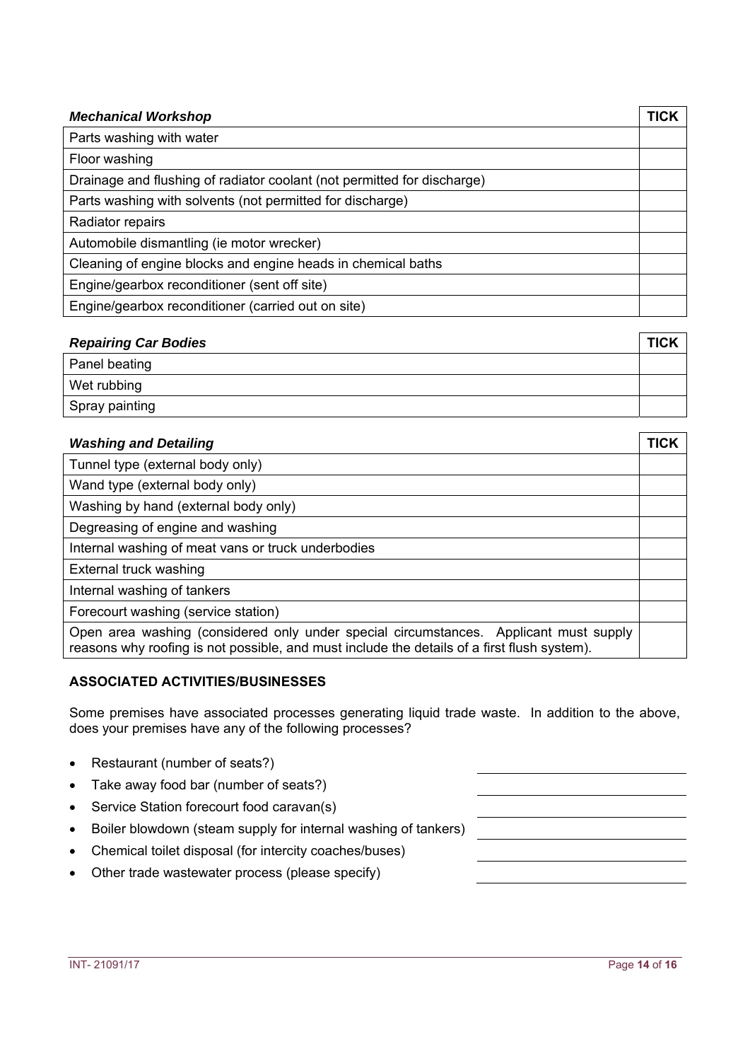| ***Mechanical Workshop*** | **TICK** |
|---|---|
| Parts washing with water | |
| Floor washing | |
| Drainage and flushing of radiator coolant (not permitted for discharge) | |
| Parts washing with solvents (not permitted for discharge) | |
| Radiator repairs | |
| Automobile dismantling (ie motor wrecker) | |
| Cleaning of engine blocks and engine heads in chemical baths | |
| Engine/gearbox reconditioner (sent off site) | |
| Engine/gearbox reconditioner (carried out on site) | |

| ***Repairing Car Bodies*** | **TICK** |
|---|---|
| Panel beating | |
| Wet rubbing | |
| Spray painting | |

| ***Washing and Detailing*** | **TICK** |
|---|---|
| Tunnel type (external body only) | |
| Wand type (external body only) | |
| Washing by hand (external body only) | |
| Degreasing of engine and washing | |
| Internal washing of meat vans or truck underbodies | |
| External truck washing | |
| Internal washing of tankers | |
| Forecourt washing (service station) | |
| Open area washing (considered only under special circumstances. Applicant must supply reasons why roofing is not possible, and must include the details of a first flush system). | |

**ASSOCIATED ACTIVITIES/BUSINESSES**

Some premises have associated processes generating liquid trade waste. In addition to the above, does your premises have any of the following processes?

- Restaurant (number of seats?) \_\_\_\_\_\_\_\_\_\_\_\_\_\_\_\_\_\_\_\_
- Take away food bar (number of seats?) \_\_\_\_\_\_\_\_\_\_\_\_\_\_\_\_\_\_\_\_
- Service Station forecourt food caravan(s) \_\_\_\_\_\_\_\_\_\_\_\_\_\_\_\_\_\_\_\_
- Boiler blowdown (steam supply for internal washing of tankers) \_\_\_\_\_\_\_\_\_\_\_\_\_\_\_\_\_\_\_\_
- Chemical toilet disposal (for intercity coaches/buses) \_\_\_\_\_\_\_\_\_\_\_\_\_\_\_\_\_\_\_\_
- Other trade wastewater process (please specify) \_\_\_\_\_\_\_\_\_\_\_\_\_\_\_\_\_\_\_\_

INT- 21091/17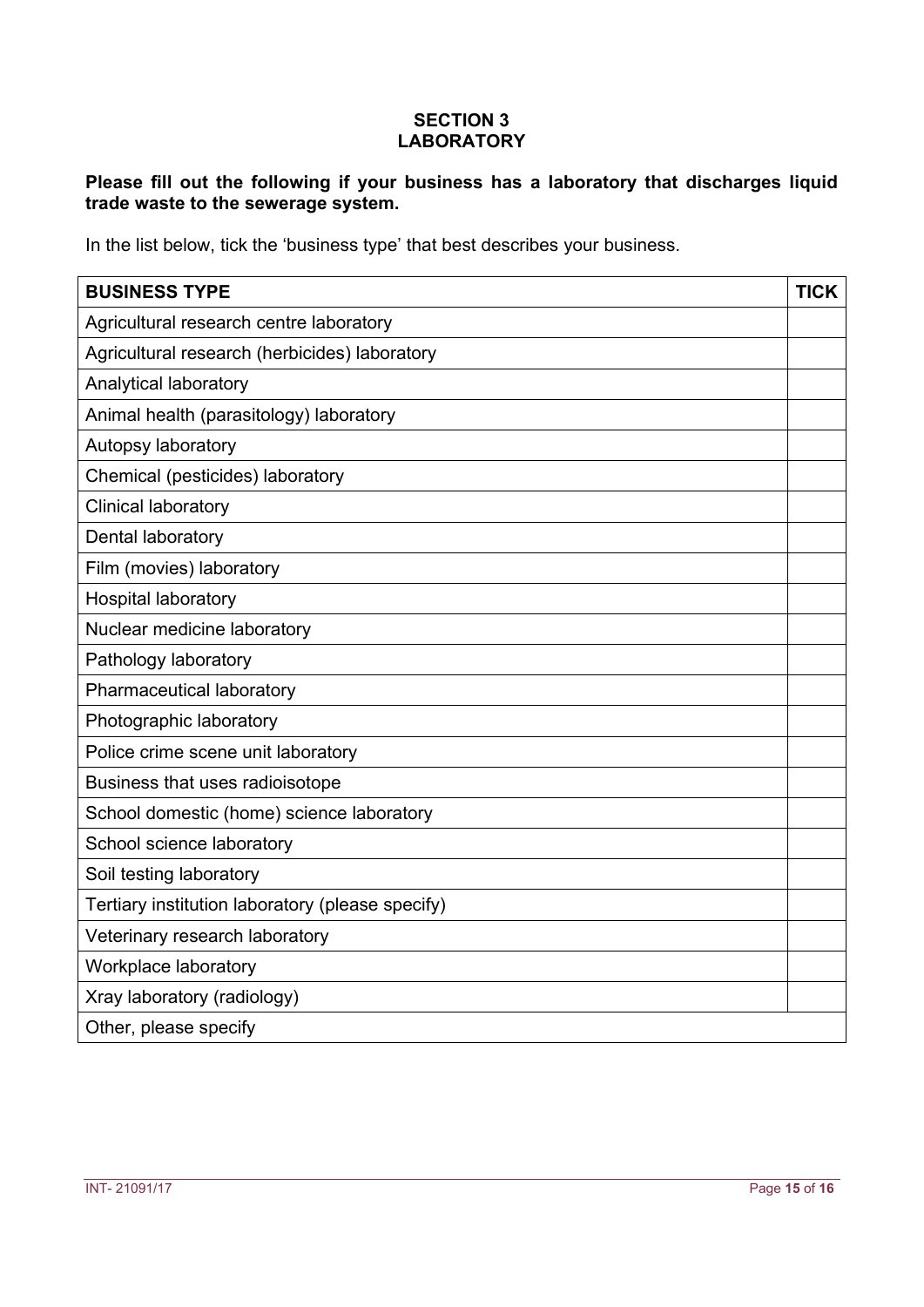## SECTION 3
## LABORATORY

**Please fill out the following if your business has a laboratory that discharges liquid trade waste to the sewerage system.**

In the list below, tick the 'business type' that best describes your business.

| BUSINESS TYPE | TICK |
|---|---|
| Agricultural research centre laboratory | |
| Agricultural research (herbicides) laboratory | |
| Analytical laboratory | |
| Animal health (parasitology) laboratory | |
| Autopsy laboratory | |
| Chemical (pesticides) laboratory | |
| Clinical laboratory | |
| Dental laboratory | |
| Film (movies) laboratory | |
| Hospital laboratory | |
| Nuclear medicine laboratory | |
| Pathology laboratory | |
| Pharmaceutical laboratory | |
| Photographic laboratory | |
| Police crime scene unit laboratory | |
| Business that uses radioisotope | |
| School domestic (home) science laboratory | |
| School science laboratory | |
| Soil testing laboratory | |
| Tertiary institution laboratory (please specify) | |
| Veterinary research laboratory | |
| Workplace laboratory | |
| Xray laboratory (radiology) | |
| Other, please specify | |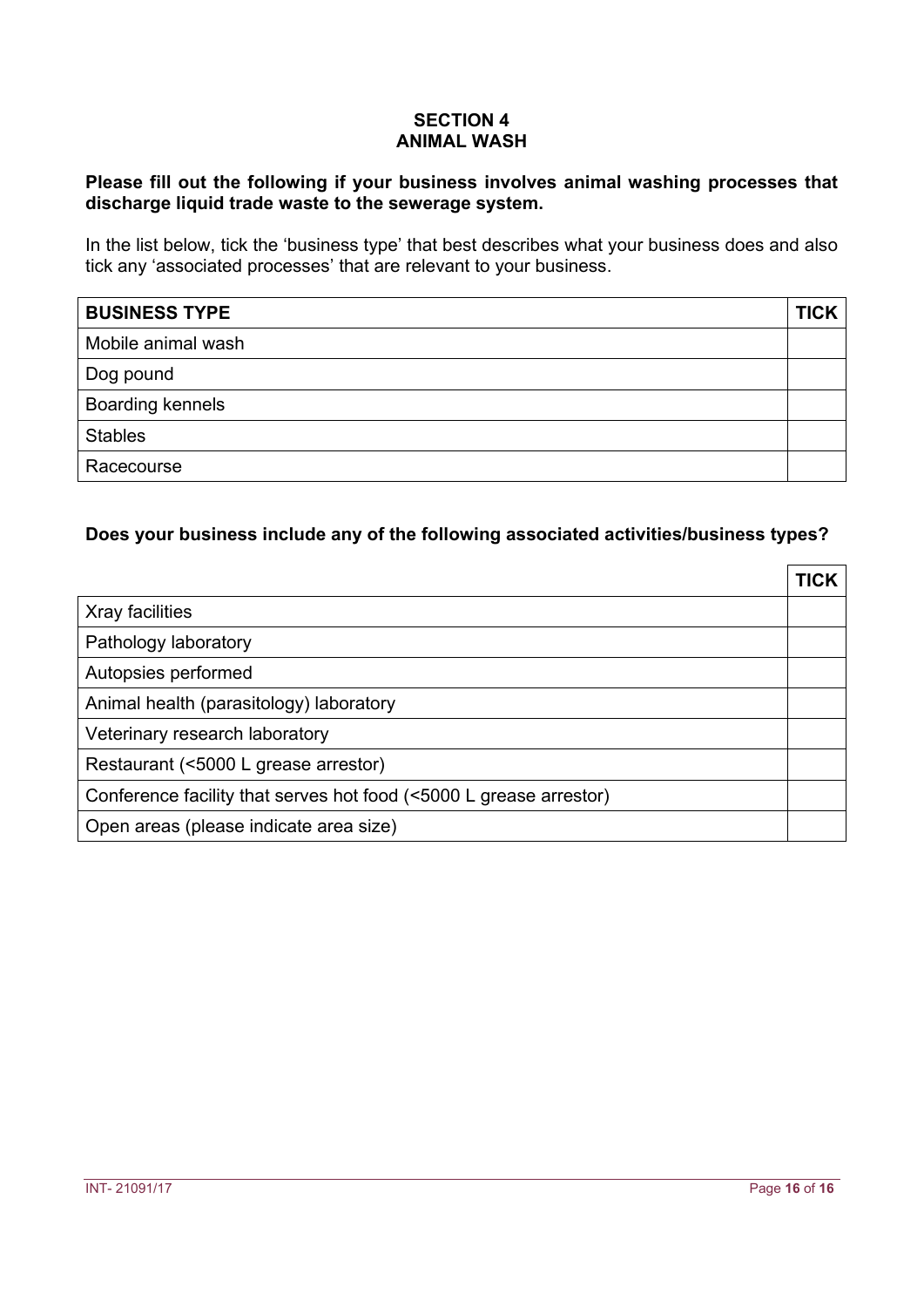## SECTION 4
## ANIMAL WASH

**Please fill out the following if your business involves animal washing processes that discharge liquid trade waste to the sewerage system.**

In the list below, tick the 'business type' that best describes what your business does and also tick any 'associated processes' that are relevant to your business.

| BUSINESS TYPE | TICK |
|---|---|
| Mobile animal wash | |
| Dog pound | |
| Boarding kennels | |
| Stables | |
| Racecourse | |

**Does your business include any of the following associated activities/business types?**

| | TICK |
|---|---|
| Xray facilities | |
| Pathology laboratory | |
| Autopsies performed | |
| Animal health (parasitology) laboratory | |
| Veterinary research laboratory | |
| Restaurant (<5000 L grease arrestor) | |
| Conference facility that serves hot food (<5000 L grease arrestor) | |
| Open areas (please indicate area size) | |

INT- 21091/17